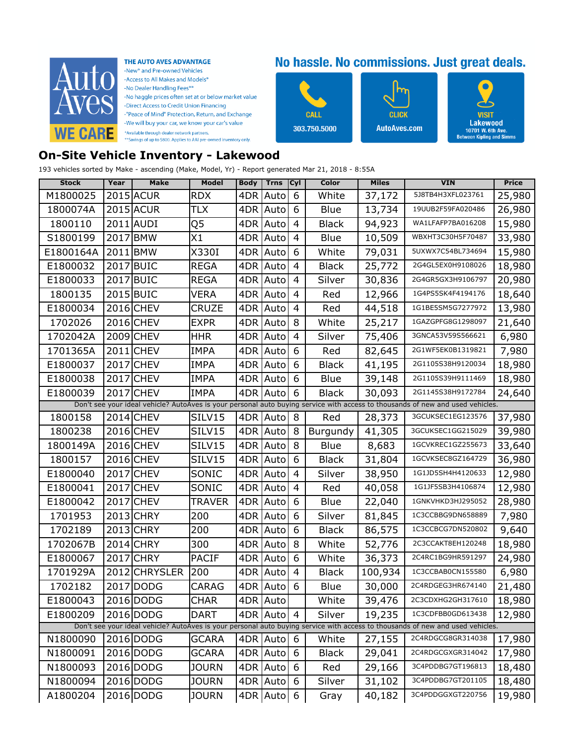Auto Aves WE CARE

**THE AUTO AVES ADVANTAGE**
- New* and Pre-owned Vehicles
- Access to All Makes and Models*
- No Dealer Handling Fees**
- No haggle prices often set at or below market value
- Direct Access to Credit Union Financing
- "Peace of Mind" Protection, Return, and Exchange
- We will buy your car, we know your car's value

*Available through dealer network partners.
**Savings of up to $800. Applies to AAI pre-owned inventory only.

**No hassle. No commissions. Just great deals.**

CALL 303.750.5000

CLICK AutoAves.com

VISIT Lakewood 10701 W. 6th Ave. Between Kipling and Simms

## On-Site Vehicle Inventory - Lakewood

193 vehicles sorted by Make - ascending (Make, Model, Yr) - Report generated Mar 21, 2018 - 8:55A

| Stock | Year | Make | Model | Body | Trns | Cyl | Color | Miles | VIN | Price |
|---|---|---|---|---|---|---|---|---|---|---|
| M1800025 | 2015 | ACUR | RDX | 4DR | Auto | 6 | White | 37,172 | 5J8TB4H3XFL023761 | 25,980 |
| 1800074A | 2015 | ACUR | TLX | 4DR | Auto | 6 | Blue | 13,734 | 19UUB2F59FA020486 | 26,980 |
| 1800110 | 2011 | AUDI | Q5 | 4DR | Auto | 4 | Black | 94,923 | WA1LFAFP7BA016208 | 15,980 |
| S1800199 | 2017 | BMW | X1 | 4DR | Auto | 4 | Blue | 10,509 | WBXHT3C30H5F70487 | 33,980 |
| E1800164A | 2011 | BMW | X330I | 4DR | Auto | 6 | White | 79,031 | 5UXWX7C54BL734694 | 15,980 |
| E1800032 | 2017 | BUIC | REGA | 4DR | Auto | 4 | Black | 25,772 | 2G4GL5EX0H9108026 | 18,980 |
| E1800033 | 2017 | BUIC | REGA | 4DR | Auto | 4 | Silver | 30,836 | 2G4GR5GX3H9106797 | 20,980 |
| 1800135 | 2015 | BUIC | VERA | 4DR | Auto | 4 | Red | 12,966 | 1G4PS5SK4F4194176 | 18,640 |
| E1800034 | 2016 | CHEV | CRUZE | 4DR | Auto | 4 | Red | 44,518 | 1G1BE5SM5G7277972 | 13,980 |
| 1702026 | 2016 | CHEV | EXPR | 4DR | Auto | 8 | White | 25,217 | 1GAZGPFG8G1298097 | 21,640 |
| 1702042A | 2009 | CHEV | HHR | 4DR | Auto | 4 | Silver | 75,406 | 3GNCA53V59S566621 | 6,980 |
| 1701365A | 2011 | CHEV | IMPA | 4DR | Auto | 6 | Red | 82,645 | 2G1WF5EK0B1319821 | 7,980 |
| E1800037 | 2017 | CHEV | IMPA | 4DR | Auto | 6 | Black | 41,195 | 2G1105S38H9120034 | 18,980 |
| E1800038 | 2017 | CHEV | IMPA | 4DR | Auto | 6 | Blue | 39,148 | 2G1105S39H9111469 | 18,980 |
| E1800039 | 2017 | CHEV | IMPA | 4DR | Auto | 6 | Black | 30,093 | 2G1145S38H9172784 | 24,640 |
| Don't see your ideal vehicle? AutoAves is your personal auto buying service with access to thousands of new and used vehicles. | | | | | | | | | | |
| 1800158 | 2014 | CHEV | SILV15 | 4DR | Auto | 8 | Red | 28,373 | 3GCUKSEC1EG123576 | 37,980 |
| 1800238 | 2016 | CHEV | SILV15 | 4DR | Auto | 8 | Burgundy | 41,305 | 3GCUKSEC1GG215029 | 39,980 |
| 1800149A | 2016 | CHEV | SILV15 | 4DR | Auto | 8 | Blue | 8,683 | 1GCVKREC1GZ255673 | 33,640 |
| 1800157 | 2016 | CHEV | SILV15 | 4DR | Auto | 6 | Black | 31,804 | 1GCVKSEC8GZ164729 | 36,980 |
| E1800040 | 2017 | CHEV | SONIC | 4DR | Auto | 4 | Silver | 38,950 | 1G1JD5SH4H4120633 | 12,980 |
| E1800041 | 2017 | CHEV | SONIC | 4DR | Auto | 4 | Red | 40,058 | 1G1JF5SB3H4106874 | 12,980 |
| E1800042 | 2017 | CHEV | TRAVER | 4DR | Auto | 6 | Blue | 22,040 | 1GNKVHKD3HJ295052 | 28,980 |
| 1701953 | 2013 | CHRY | 200 | 4DR | Auto | 6 | Silver | 81,845 | 1C3CCBBG9DN658889 | 7,980 |
| 1702189 | 2013 | CHRY | 200 | 4DR | Auto | 6 | Black | 86,575 | 1C3CCBCG7DN520802 | 9,640 |
| 1702067B | 2014 | CHRY | 300 | 4DR | Auto | 8 | White | 52,776 | 2C3CCAKT8EH120248 | 18,980 |
| E1800067 | 2017 | CHRY | PACIF | 4DR | Auto | 6 | White | 36,373 | 2C4RC1BG9HR591297 | 24,980 |
| 1701929A | 2012 | CHRYSLER | 200 | 4DR | Auto | 4 | Black | 100,934 | 1C3CCBAB0CN155580 | 6,980 |
| 1702182 | 2017 | DODG | CARAG | 4DR | Auto | 6 | Blue | 30,000 | 2C4RDGEG3HR674140 | 21,480 |
| E1800043 | 2016 | DODG | CHAR | 4DR | Auto | | White | 39,476 | 2C3CDXHG2GH317610 | 18,980 |
| E1800209 | 2016 | DODG | DART | 4DR | Auto | 4 | Silver | 19,235 | 1C3CDFBB0GD613438 | 12,980 |
| Don't see your ideal vehicle? AutoAves is your personal auto buying service with access to thousands of new and used vehicles. | | | | | | | | | | |
| N1800090 | 2016 | DODG | GCARA | 4DR | Auto | 6 | White | 27,155 | 2C4RDGCG8GR314038 | 17,980 |
| N1800091 | 2016 | DODG | GCARA | 4DR | Auto | 6 | Black | 29,041 | 2C4RDGCGXGR314042 | 17,980 |
| N1800093 | 2016 | DODG | JOURN | 4DR | Auto | 6 | Red | 29,166 | 3C4PDDBG7GT196813 | 18,480 |
| N1800094 | 2016 | DODG | JOURN | 4DR | Auto | 6 | Silver | 31,102 | 3C4PDDBG7GT201105 | 18,480 |
| A1800204 | 2016 | DODG | JOURN | 4DR | Auto | 6 | Gray | 40,182 | 3C4PDDGGXGT220756 | 19,980 |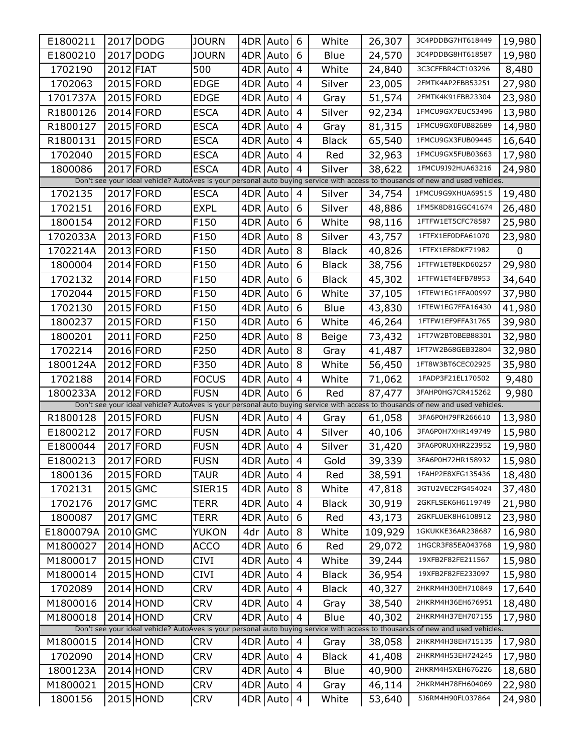| E1800211 | 2017 | DODG | JOURN | 4DR | Auto | 6 | White | 26,307 | 3C4PDDBG7HT618449 | 19,980 |
|---|---|---|---|---|---|---|---|---|---|---|
| E1800210 | 2017 | DODG | JOURN | 4DR | Auto | 6 | Blue | 24,570 | 3C4PDDBG8HT618587 | 19,980 |
| 1702190 | 2012 | FIAT | 500 | 4DR | Auto | 4 | White | 24,840 | 3C3CFFBR4CT103296 | 8,480 |
| 1702063 | 2015 | FORD | EDGE | 4DR | Auto | 4 | Silver | 23,005 | 2FMTK4AP2FBB53251 | 27,980 |
| 1701737A | 2015 | FORD | EDGE | 4DR | Auto | 4 | Gray | 51,574 | 2FMTK4K91FBB23304 | 23,980 |
| R1800126 | 2014 | FORD | ESCA | 4DR | Auto | 4 | Silver | 92,234 | 1FMCU9GX7EUC53496 | 13,980 |
| R1800127 | 2015 | FORD | ESCA | 4DR | Auto | 4 | Gray | 81,315 | 1FMCU9GX0FUB82689 | 14,980 |
| R1800131 | 2015 | FORD | ESCA | 4DR | Auto | 4 | Black | 65,540 | 1FMCU9GX3FUB09445 | 16,640 |
| 1702040 | 2015 | FORD | ESCA | 4DR | Auto | 4 | Red | 32,963 | 1FMCU9GX5FUB03663 | 17,980 |
| 1800086 | 2017 | FORD | ESCA | 4DR | Auto | 4 | Silver | 38,622 | 1FMCU9J92HUA63216 | 24,980 |
| Don't see your ideal vehicle? AutoAves is your personal auto buying service with access to thousands of new and used vehicles. | | | | | | | | | | |
| 1702135 | 2017 | FORD | ESCA | 4DR | Auto | 4 | Silver | 34,754 | 1FMCU9G9XHUA69515 | 19,480 |
| 1702151 | 2016 | FORD | EXPL | 4DR | Auto | 6 | Silver | 48,886 | 1FM5K8D81GGC41674 | 26,480 |
| 1800154 | 2012 | FORD | F150 | 4DR | Auto | 6 | White | 98,116 | 1FTFW1ET5CFC78587 | 25,980 |
| 1702033A | 2013 | FORD | F150 | 4DR | Auto | 8 | Silver | 43,757 | 1FTFX1EF0DFA61070 | 23,980 |
| 1702214A | 2013 | FORD | F150 | 4DR | Auto | 8 | Black | 40,826 | 1FTFX1EF8DKF71982 | 0 |
| 1800004 | 2014 | FORD | F150 | 4DR | Auto | 6 | Black | 38,756 | 1FTFW1ET8EKD60257 | 29,980 |
| 1702132 | 2014 | FORD | F150 | 4DR | Auto | 6 | Black | 45,302 | 1FTFW1ET4EFB78953 | 34,640 |
| 1702044 | 2015 | FORD | F150 | 4DR | Auto | 6 | White | 37,105 | 1FTEW1EG1FFA00997 | 37,980 |
| 1702130 | 2015 | FORD | F150 | 4DR | Auto | 6 | Blue | 43,830 | 1FTEW1EG7FFA16430 | 41,980 |
| 1800237 | 2015 | FORD | F150 | 4DR | Auto | 6 | White | 46,264 | 1FTFW1EF9FFA31765 | 39,980 |
| 1800201 | 2011 | FORD | F250 | 4DR | Auto | 8 | Beige | 73,432 | 1FT7W2BT0BEB88301 | 32,980 |
| 1702214 | 2016 | FORD | F250 | 4DR | Auto | 8 | Gray | 41,487 | 1FT7W2B68GEB32804 | 32,980 |
| 1800124A | 2012 | FORD | F350 | 4DR | Auto | 8 | White | 56,450 | 1FT8W3BT6CEC02925 | 35,980 |
| 1702188 | 2014 | FORD | FOCUS | 4DR | Auto | 4 | White | 71,062 | 1FADP3F21EL170502 | 9,480 |
| 1800233A | 2012 | FORD | FUSN | 4DR | Auto | 6 | Red | 87,477 | 3FAHP0HG7CR415262 | 9,980 |
| Don't see your ideal vehicle? AutoAves is your personal auto buying service with access to thousands of new and used vehicles. | | | | | | | | | | |
| R1800128 | 2015 | FORD | FUSN | 4DR | Auto | 4 | Gray | 61,058 | 3FA6P0H79FR266610 | 13,980 |
| E1800212 | 2017 | FORD | FUSN | 4DR | Auto | 4 | Silver | 40,106 | 3FA6P0H7XHR149749 | 15,980 |
| E1800044 | 2017 | FORD | FUSN | 4DR | Auto | 4 | Silver | 31,420 | 3FA6P0RUXHR223952 | 19,980 |
| E1800213 | 2017 | FORD | FUSN | 4DR | Auto | 4 | Gold | 39,339 | 3FA6P0H72HR158932 | 15,980 |
| 1800136 | 2015 | FORD | TAUR | 4DR | Auto | 4 | Red | 38,591 | 1FAHP2E8XFG135436 | 18,480 |
| 1702131 | 2015 | GMC | SIER15 | 4DR | Auto | 8 | White | 47,818 | 3GTU2VEC2FG454024 | 37,480 |
| 1702176 | 2017 | GMC | TERR | 4DR | Auto | 4 | Black | 30,919 | 2GKFLSEK6H6119749 | 21,980 |
| 1800087 | 2017 | GMC | TERR | 4DR | Auto | 6 | Red | 43,173 | 2GKFLUEK8H6108912 | 23,980 |
| E1800079A | 2010 | GMC | YUKON | 4dr | Auto | 8 | White | 109,929 | 1GKUKKE36AR238687 | 16,980 |
| M1800027 | 2014 | HOND | ACCO | 4DR | Auto | 6 | Red | 29,072 | 1HGCR3F85EA043768 | 19,980 |
| M1800017 | 2015 | HOND | CIVI | 4DR | Auto | 4 | White | 39,244 | 19XFB2F82FE211567 | 15,980 |
| M1800014 | 2015 | HOND | CIVI | 4DR | Auto | 4 | Black | 36,954 | 19XFB2F82FE233097 | 15,980 |
| 1702089 | 2014 | HOND | CRV | 4DR | Auto | 4 | Black | 40,327 | 2HKRM4H30EH710849 | 17,640 |
| M1800016 | 2014 | HOND | CRV | 4DR | Auto | 4 | Gray | 38,540 | 2HKRM4H36EH676951 | 18,480 |
| M1800018 | 2014 | HOND | CRV | 4DR | Auto | 4 | Blue | 40,302 | 2HKRM4H37EH707155 | 17,980 |
| Don't see your ideal vehicle? AutoAves is your personal auto buying service with access to thousands of new and used vehicles. | | | | | | | | | | |
| M1800015 | 2014 | HOND | CRV | 4DR | Auto | 4 | Gray | 38,058 | 2HKRM4H38EH715135 | 17,980 |
| 1702090 | 2014 | HOND | CRV | 4DR | Auto | 4 | Black | 41,408 | 2HKRM4H53EH724245 | 17,980 |
| 1800123A | 2014 | HOND | CRV | 4DR | Auto | 4 | Blue | 40,900 | 2HKRM4H5XEH676226 | 18,680 |
| M1800021 | 2015 | HOND | CRV | 4DR | Auto | 4 | Gray | 46,114 | 2HKRM4H78FH604069 | 22,980 |
| 1800156 | 2015 | HOND | CRV | 4DR | Auto | 4 | White | 53,640 | 5J6RM4H90FL037864 | 24,980 |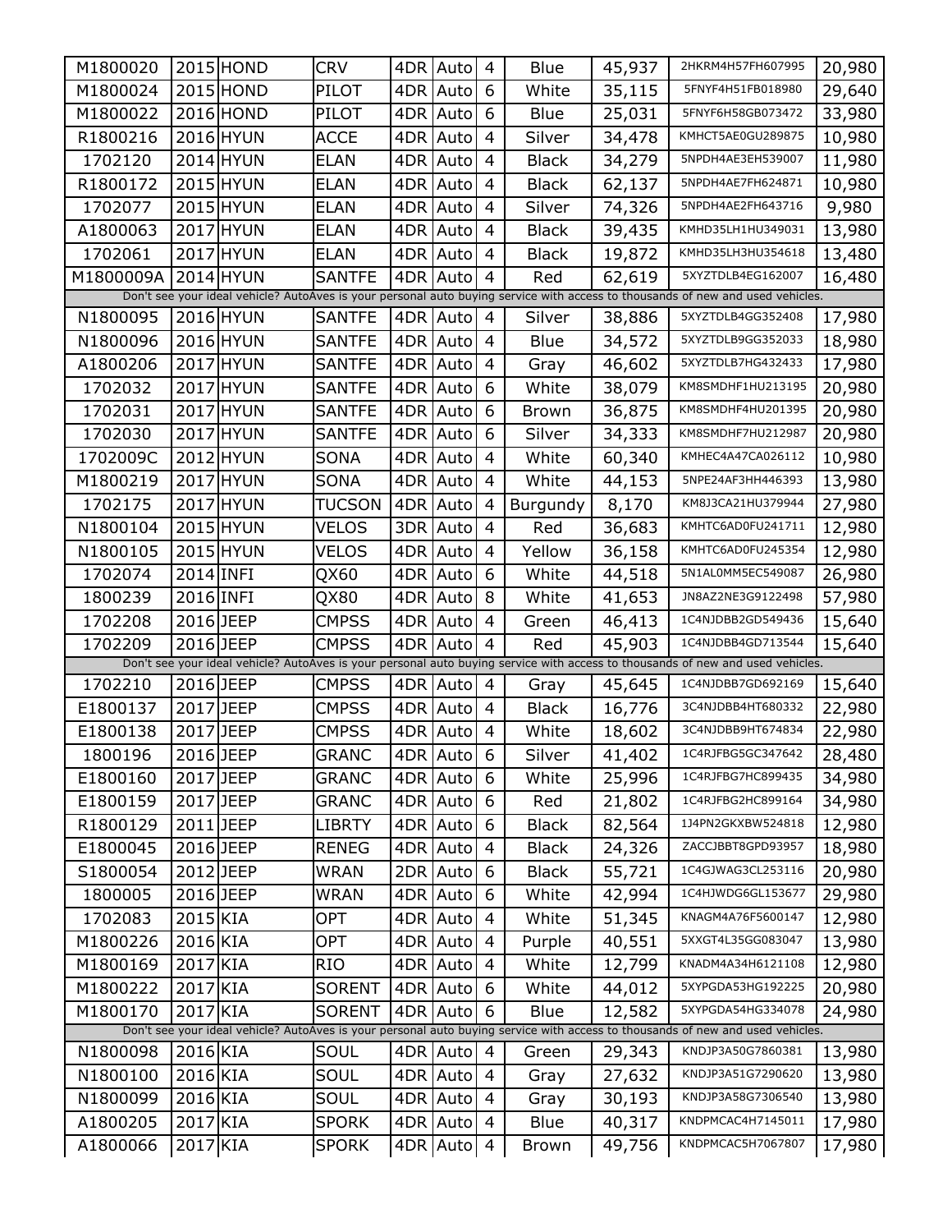| | | | | | | | | | | |
|---|---|---|---|---|---|---|---|---|---|---|
| M1800020 | 2015 | HOND | CRV | 4DR | Auto | 4 | Blue | 45,937 | 2HKRM4H57FH607995 | 20,980 |
| M1800024 | 2015 | HOND | PILOT | 4DR | Auto | 6 | White | 35,115 | 5FNYF4H51FB018980 | 29,640 |
| M1800022 | 2016 | HOND | PILOT | 4DR | Auto | 6 | Blue | 25,031 | 5FNYF6H58GB073472 | 33,980 |
| R1800216 | 2016 | HYUN | ACCE | 4DR | Auto | 4 | Silver | 34,478 | KMHCT5AE0GU289875 | 10,980 |
| 1702120 | 2014 | HYUN | ELAN | 4DR | Auto | 4 | Black | 34,279 | 5NPDH4AE3EH539007 | 11,980 |
| R1800172 | 2015 | HYUN | ELAN | 4DR | Auto | 4 | Black | 62,137 | 5NPDH4AE7FH624871 | 10,980 |
| 1702077 | 2015 | HYUN | ELAN | 4DR | Auto | 4 | Silver | 74,326 | 5NPDH4AE2FH643716 | 9,980 |
| A1800063 | 2017 | HYUN | ELAN | 4DR | Auto | 4 | Black | 39,435 | KMHD35LH1HU349031 | 13,980 |
| 1702061 | 2017 | HYUN | ELAN | 4DR | Auto | 4 | Black | 19,872 | KMHD35LH3HU354618 | 13,480 |
| M1800009A | 2014 | HYUN | SANTFE | 4DR | Auto | 4 | Red | 62,619 | 5XYZTDLB4EG162007 | 16,480 |
| Don't see your ideal vehicle? AutoAves is your personal auto buying service with access to thousands of new and used vehicles. | | | | | | | | | | |
| N1800095 | 2016 | HYUN | SANTFE | 4DR | Auto | 4 | Silver | 38,886 | 5XYZTDLB4GG352408 | 17,980 |
| N1800096 | 2016 | HYUN | SANTFE | 4DR | Auto | 4 | Blue | 34,572 | 5XYZTDLB9GG352033 | 18,980 |
| A1800206 | 2017 | HYUN | SANTFE | 4DR | Auto | 4 | Gray | 46,602 | 5XYZTDLB7HG432433 | 17,980 |
| 1702032 | 2017 | HYUN | SANTFE | 4DR | Auto | 6 | White | 38,079 | KM8SMDHF1HU213195 | 20,980 |
| 1702031 | 2017 | HYUN | SANTFE | 4DR | Auto | 6 | Brown | 36,875 | KM8SMDHF4HU201395 | 20,980 |
| 1702030 | 2017 | HYUN | SANTFE | 4DR | Auto | 6 | Silver | 34,333 | KM8SMDHF7HU212987 | 20,980 |
| 1702009C | 2012 | HYUN | SONA | 4DR | Auto | 4 | White | 60,340 | KMHEC4A47CA026112 | 10,980 |
| M1800219 | 2017 | HYUN | SONA | 4DR | Auto | 4 | White | 44,153 | 5NPE24AF3HH446393 | 13,980 |
| 1702175 | 2017 | HYUN | TUCSON | 4DR | Auto | 4 | Burgundy | 8,170 | KM8J3CA21HU379944 | 27,980 |
| N1800104 | 2015 | HYUN | VELOS | 3DR | Auto | 4 | Red | 36,683 | KMHTC6AD0FU241711 | 12,980 |
| N1800105 | 2015 | HYUN | VELOS | 4DR | Auto | 4 | Yellow | 36,158 | KMHTC6AD0FU245354 | 12,980 |
| 1702074 | 2014 | INFI | QX60 | 4DR | Auto | 6 | White | 44,518 | 5N1AL0MM5EC549087 | 26,980 |
| 1800239 | 2016 | INFI | QX80 | 4DR | Auto | 8 | White | 41,653 | JN8AZ2NE3G9122498 | 57,980 |
| 1702208 | 2016 | JEEP | CMPSS | 4DR | Auto | 4 | Green | 46,413 | 1C4NJDBB2GD549436 | 15,640 |
| 1702209 | 2016 | JEEP | CMPSS | 4DR | Auto | 4 | Red | 45,903 | 1C4NJDBB4GD713544 | 15,640 |
| Don't see your ideal vehicle? AutoAves is your personal auto buying service with access to thousands of new and used vehicles. | | | | | | | | | | |
| 1702210 | 2016 | JEEP | CMPSS | 4DR | Auto | 4 | Gray | 45,645 | 1C4NJDBB7GD692169 | 15,640 |
| E1800137 | 2017 | JEEP | CMPSS | 4DR | Auto | 4 | Black | 16,776 | 3C4NJDBB4HT680332 | 22,980 |
| E1800138 | 2017 | JEEP | CMPSS | 4DR | Auto | 4 | White | 18,602 | 3C4NJDBB9HT674834 | 22,980 |
| 1800196 | 2016 | JEEP | GRANC | 4DR | Auto | 6 | Silver | 41,402 | 1C4RJFBG5GC347642 | 28,480 |
| E1800160 | 2017 | JEEP | GRANC | 4DR | Auto | 6 | White | 25,996 | 1C4RJFBG7HC899435 | 34,980 |
| E1800159 | 2017 | JEEP | GRANC | 4DR | Auto | 6 | Red | 21,802 | 1C4RJFBG2HC899164 | 34,980 |
| R1800129 | 2011 | JEEP | LIBRTY | 4DR | Auto | 6 | Black | 82,564 | 1J4PN2GKXBW524818 | 12,980 |
| E1800045 | 2016 | JEEP | RENEG | 4DR | Auto | 4 | Black | 24,326 | ZACCJBBT8GPD93957 | 18,980 |
| S1800054 | 2012 | JEEP | WRAN | 2DR | Auto | 6 | Black | 55,721 | 1C4GJWAG3CL253116 | 20,980 |
| 1800005 | 2016 | JEEP | WRAN | 4DR | Auto | 6 | White | 42,994 | 1C4HJWDG6GL153677 | 29,980 |
| 1702083 | 2015 | KIA | OPT | 4DR | Auto | 4 | White | 51,345 | KNAGM4A76F5600147 | 12,980 |
| M1800226 | 2016 | KIA | OPT | 4DR | Auto | 4 | Purple | 40,551 | 5XXGT4L35GG083047 | 13,980 |
| M1800169 | 2017 | KIA | RIO | 4DR | Auto | 4 | White | 12,799 | KNADM4A34H6121108 | 12,980 |
| M1800222 | 2017 | KIA | SORENT | 4DR | Auto | 6 | White | 44,012 | 5XYPGDA53HG192225 | 20,980 |
| M1800170 | 2017 | KIA | SORENT | 4DR | Auto | 6 | Blue | 12,582 | 5XYPGDA54HG334078 | 24,980 |
| Don't see your ideal vehicle? AutoAves is your personal auto buying service with access to thousands of new and used vehicles. | | | | | | | | | | |
| N1800098 | 2016 | KIA | SOUL | 4DR | Auto | 4 | Green | 29,343 | KNDJP3A50G7860381 | 13,980 |
| N1800100 | 2016 | KIA | SOUL | 4DR | Auto | 4 | Gray | 27,632 | KNDJP3A51G7290620 | 13,980 |
| N1800099 | 2016 | KIA | SOUL | 4DR | Auto | 4 | Gray | 30,193 | KNDJP3A58G7306540 | 13,980 |
| A1800205 | 2017 | KIA | SPORK | 4DR | Auto | 4 | Blue | 40,317 | KNDPMCAC4H7145011 | 17,980 |
| A1800066 | 2017 | KIA | SPORK | 4DR | Auto | 4 | Brown | 49,756 | KNDPMCAC5H7067807 | 17,980 |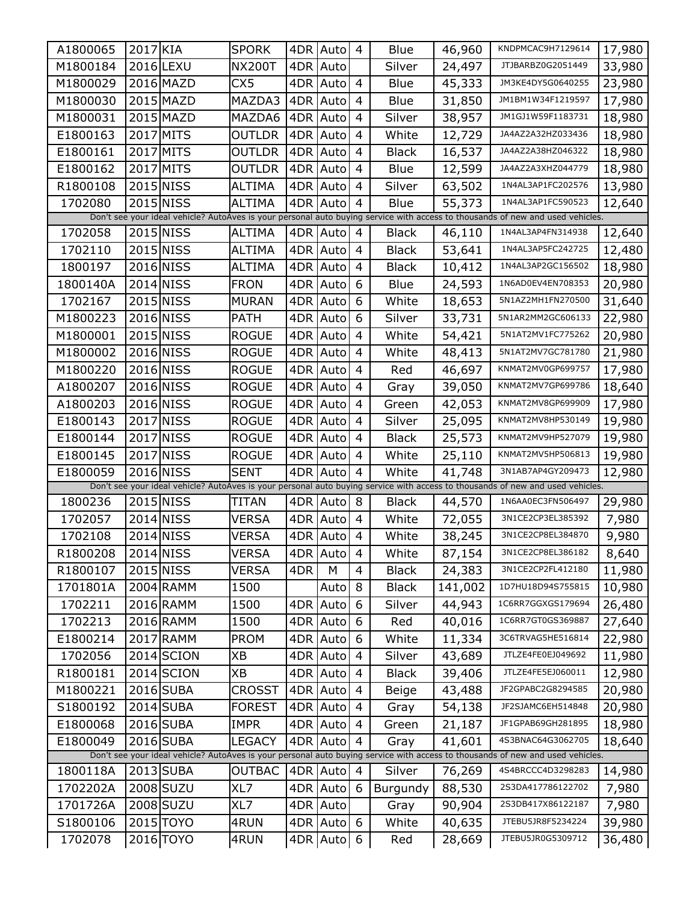| | | | | | | | | | | |
|---|---|---|---|---|---|---|---|---|---|---|
| A1800065 | 2017 | KIA | SPORK | 4DR | Auto | 4 | Blue | 46,960 | KNDPMCAC9H7129614 | 17,980 |
| M1800184 | 2016 | LEXU | NX200T | 4DR | Auto | | Silver | 24,497 | JTJBARBZ0G2051449 | 33,980 |
| M1800029 | 2016 | MAZD | CX5 | 4DR | Auto | 4 | Blue | 45,333 | JM3KE4DY5G0640255 | 23,980 |
| M1800030 | 2015 | MAZD | MAZDA3 | 4DR | Auto | 4 | Blue | 31,850 | JM1BM1W34F1219597 | 17,980 |
| M1800031 | 2015 | MAZD | MAZDA6 | 4DR | Auto | 4 | Silver | 38,957 | JM1GJ1W59F1183731 | 18,980 |
| E1800163 | 2017 | MITS | OUTLDR | 4DR | Auto | 4 | White | 12,729 | JA4AZ2A32HZ033436 | 18,980 |
| E1800161 | 2017 | MITS | OUTLDR | 4DR | Auto | 4 | Black | 16,537 | JA4AZ2A38HZ046322 | 18,980 |
| E1800162 | 2017 | MITS | OUTLDR | 4DR | Auto | 4 | Blue | 12,599 | JA4AZ2A3XHZ044779 | 18,980 |
| R1800108 | 2015 | NISS | ALTIMA | 4DR | Auto | 4 | Silver | 63,502 | 1N4AL3AP1FC202576 | 13,980 |
| 1702080 | 2015 | NISS | ALTIMA | 4DR | Auto | 4 | Blue | 55,373 | 1N4AL3AP1FC590523 | 12,640 |
| Don't see your ideal vehicle? AutoAves is your personal auto buying service with access to thousands of new and used vehicles. | | | | | | | | | | |
| 1702058 | 2015 | NISS | ALTIMA | 4DR | Auto | 4 | Black | 46,110 | 1N4AL3AP4FN314938 | 12,640 |
| 1702110 | 2015 | NISS | ALTIMA | 4DR | Auto | 4 | Black | 53,641 | 1N4AL3AP5FC242725 | 12,480 |
| 1800197 | 2016 | NISS | ALTIMA | 4DR | Auto | 4 | Black | 10,412 | 1N4AL3AP2GC156502 | 18,980 |
| 1800140A | 2014 | NISS | FRON | 4DR | Auto | 6 | Blue | 24,593 | 1N6AD0EV4EN708353 | 20,980 |
| 1702167 | 2015 | NISS | MURAN | 4DR | Auto | 6 | White | 18,653 | 5N1AZ2MH1FN270500 | 31,640 |
| M1800223 | 2016 | NISS | PATH | 4DR | Auto | 6 | Silver | 33,731 | 5N1AR2MM2GC606133 | 22,980 |
| M1800001 | 2015 | NISS | ROGUE | 4DR | Auto | 4 | White | 54,421 | 5N1AT2MV1FC775262 | 20,980 |
| M1800002 | 2016 | NISS | ROGUE | 4DR | Auto | 4 | White | 48,413 | 5N1AT2MV7GC781780 | 21,980 |
| M1800220 | 2016 | NISS | ROGUE | 4DR | Auto | 4 | Red | 46,697 | KNMAT2MV0GP699757 | 17,980 |
| A1800207 | 2016 | NISS | ROGUE | 4DR | Auto | 4 | Gray | 39,050 | KNMAT2MV7GP699786 | 18,640 |
| A1800203 | 2016 | NISS | ROGUE | 4DR | Auto | 4 | Green | 42,053 | KNMAT2MV8GP699909 | 17,980 |
| E1800143 | 2017 | NISS | ROGUE | 4DR | Auto | 4 | Silver | 25,095 | KNMAT2MV8HP530149 | 19,980 |
| E1800144 | 2017 | NISS | ROGUE | 4DR | Auto | 4 | Black | 25,573 | KNMAT2MV9HP527079 | 19,980 |
| E1800145 | 2017 | NISS | ROGUE | 4DR | Auto | 4 | White | 25,110 | KNMAT2MV5HP506813 | 19,980 |
| E1800059 | 2016 | NISS | SENT | 4DR | Auto | 4 | White | 41,748 | 3N1AB7AP4GY209473 | 12,980 |
| Don't see your ideal vehicle? AutoAves is your personal auto buying service with access to thousands of new and used vehicles. | | | | | | | | | | |
| 1800236 | 2015 | NISS | TITAN | 4DR | Auto | 8 | Black | 44,570 | 1N6AA0EC3FN506497 | 29,980 |
| 1702057 | 2014 | NISS | VERSA | 4DR | Auto | 4 | White | 72,055 | 3N1CE2CP3EL385392 | 7,980 |
| 1702108 | 2014 | NISS | VERSA | 4DR | Auto | 4 | White | 38,245 | 3N1CE2CP8EL384870 | 9,980 |
| R1800208 | 2014 | NISS | VERSA | 4DR | Auto | 4 | White | 87,154 | 3N1CE2CP8EL386182 | 8,640 |
| R1800107 | 2015 | NISS | VERSA | 4DR | M | 4 | Black | 24,383 | 3N1CE2CP2FL412180 | 11,980 |
| 1701801A | 2004 | RAMM | 1500 | | Auto | 8 | Black | 141,002 | 1D7HU18D94S755815 | 10,980 |
| 1702211 | 2016 | RAMM | 1500 | 4DR | Auto | 6 | Silver | 44,943 | 1C6RR7GGXGS179694 | 26,480 |
| 1702213 | 2016 | RAMM | 1500 | 4DR | Auto | 6 | Red | 40,016 | 1C6RR7GT0GS369887 | 27,640 |
| E1800214 | 2017 | RAMM | PROM | 4DR | Auto | 6 | White | 11,334 | 3C6TRVAG5HE516814 | 22,980 |
| 1702056 | 2014 | SCION | XB | 4DR | Auto | 4 | Silver | 43,689 | JTLZE4FE0EJ049692 | 11,980 |
| R1800181 | 2014 | SCION | XB | 4DR | Auto | 4 | Black | 39,406 | JTLZE4FE5EJ060011 | 12,980 |
| M1800221 | 2016 | SUBA | CROSST | 4DR | Auto | 4 | Beige | 43,488 | JF2GPABC2G8294585 | 20,980 |
| S1800192 | 2014 | SUBA | FOREST | 4DR | Auto | 4 | Gray | 54,138 | JF2SJAMC6EH514848 | 20,980 |
| E1800068 | 2016 | SUBA | IMPR | 4DR | Auto | 4 | Green | 21,187 | JF1GPAB69GH281895 | 18,980 |
| E1800049 | 2016 | SUBA | LEGACY | 4DR | Auto | 4 | Gray | 41,601 | 4S3BNAC64G3062705 | 18,640 |
| Don't see your ideal vehicle? AutoAves is your personal auto buying service with access to thousands of new and used vehicles. | | | | | | | | | | |
| 1800118A | 2013 | SUBA | OUTBAC | 4DR | Auto | 4 | Silver | 76,269 | 4S4BRCCC4D3298283 | 14,980 |
| 1702202A | 2008 | SUZU | XL7 | 4DR | Auto | 6 | Burgundy | 88,530 | 2S3DA417786122702 | 7,980 |
| 1701726A | 2008 | SUZU | XL7 | 4DR | Auto | | Gray | 90,904 | 2S3DB417X86122187 | 7,980 |
| S1800106 | 2015 | TOYO | 4RUN | 4DR | Auto | 6 | White | 40,635 | JTEBU5JR8F5234224 | 39,980 |
| 1702078 | 2016 | TOYO | 4RUN | 4DR | Auto | 6 | Red | 28,669 | JTEBU5JR0G5309712 | 36,480 |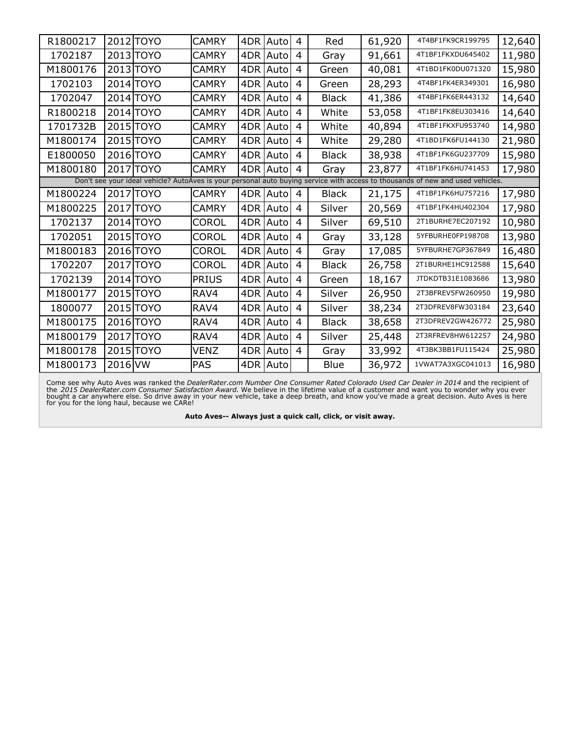| | | | | | | | | | | |
|---|---|---|---|---|---|---|---|---|---|---|
| R1800217 | 2012 | TOYO | CAMRY | 4DR | Auto | 4 | Red | 61,920 | 4T4BF1FK9CR199795 | 12,640 |
| 1702187 | 2013 | TOYO | CAMRY | 4DR | Auto | 4 | Gray | 91,661 | 4T1BF1FKXDU645402 | 11,980 |
| M1800176 | 2013 | TOYO | CAMRY | 4DR | Auto | 4 | Green | 40,081 | 4T1BD1FK0DU071320 | 15,980 |
| 1702103 | 2014 | TOYO | CAMRY | 4DR | Auto | 4 | Green | 28,293 | 4T4BF1FK4ER349301 | 16,980 |
| 1702047 | 2014 | TOYO | CAMRY | 4DR | Auto | 4 | Black | 41,386 | 4T4BF1FK6ER443132 | 14,640 |
| R1800218 | 2014 | TOYO | CAMRY | 4DR | Auto | 4 | White | 53,058 | 4T1BF1FK8EU303416 | 14,640 |
| 1701732B | 2015 | TOYO | CAMRY | 4DR | Auto | 4 | White | 40,894 | 4T1BF1FKXFU953740 | 14,980 |
| M1800174 | 2015 | TOYO | CAMRY | 4DR | Auto | 4 | White | 29,280 | 4T1BD1FK6FU144130 | 21,980 |
| E1800050 | 2016 | TOYO | CAMRY | 4DR | Auto | 4 | Black | 38,938 | 4T1BF1FK6GU237709 | 15,980 |
| M1800180 | 2017 | TOYO | CAMRY | 4DR | Auto | 4 | Gray | 23,877 | 4T1BF1FK6HU741453 | 17,980 |
| Don't see your ideal vehicle? AutoAves is your personal auto buying service with access to thousands of new and used vehicles. | | | | | | | | | | |
| M1800224 | 2017 | TOYO | CAMRY | 4DR | Auto | 4 | Black | 21,175 | 4T1BF1FK6HU757216 | 17,980 |
| M1800225 | 2017 | TOYO | CAMRY | 4DR | Auto | 4 | Silver | 20,569 | 4T1BF1FK4HU402304 | 17,980 |
| 1702137 | 2014 | TOYO | COROL | 4DR | Auto | 4 | Silver | 69,510 | 2T1BURHE7EC207192 | 10,980 |
| 1702051 | 2015 | TOYO | COROL | 4DR | Auto | 4 | Gray | 33,128 | 5YFBURHE0FP198708 | 13,980 |
| M1800183 | 2016 | TOYO | COROL | 4DR | Auto | 4 | Gray | 17,085 | 5YFBURHE7GP367849 | 16,480 |
| 1702207 | 2017 | TOYO | COROL | 4DR | Auto | 4 | Black | 26,758 | 2T1BURHE1HC912588 | 15,640 |
| 1702139 | 2014 | TOYO | PRIUS | 4DR | Auto | 4 | Green | 18,167 | JTDKDTB31E1083686 | 13,980 |
| M1800177 | 2015 | TOYO | RAV4 | 4DR | Auto | 4 | Silver | 26,950 | 2T3BFREV5FW260950 | 19,980 |
| 1800077 | 2015 | TOYO | RAV4 | 4DR | Auto | 4 | Silver | 38,234 | 2T3DFREV8FW303184 | 23,640 |
| M1800175 | 2016 | TOYO | RAV4 | 4DR | Auto | 4 | Black | 38,658 | 2T3DFREV2GW426772 | 25,980 |
| M1800179 | 2017 | TOYO | RAV4 | 4DR | Auto | 4 | Silver | 25,448 | 2T3RFREV8HW612257 | 24,980 |
| M1800178 | 2015 | TOYO | VENZ | 4DR | Auto | 4 | Gray | 33,992 | 4T3BK3BB1FU115424 | 25,980 |
| M1800173 | 2016 | VW | PAS | 4DR | Auto | | Blue | 36,972 | 1VWAT7A3XGC041013 | 16,980 |

Come see why Auto Aves was ranked the *DealerRater.com Number One Consumer Rated Colorado Used Car Dealer in 2014* and the recipient of the *2015 DealerRater.com Consumer Satisfaction Award.* We believe in the lifetime value of a customer and want you to wonder why you ever bought a car anywhere else. So drive away in your new vehicle, take a deep breath, and know you've made a great decision. Auto Aves is here for you for the long haul, because we CARe!

**Auto Aves-- Always just a quick call, click, or visit away.**